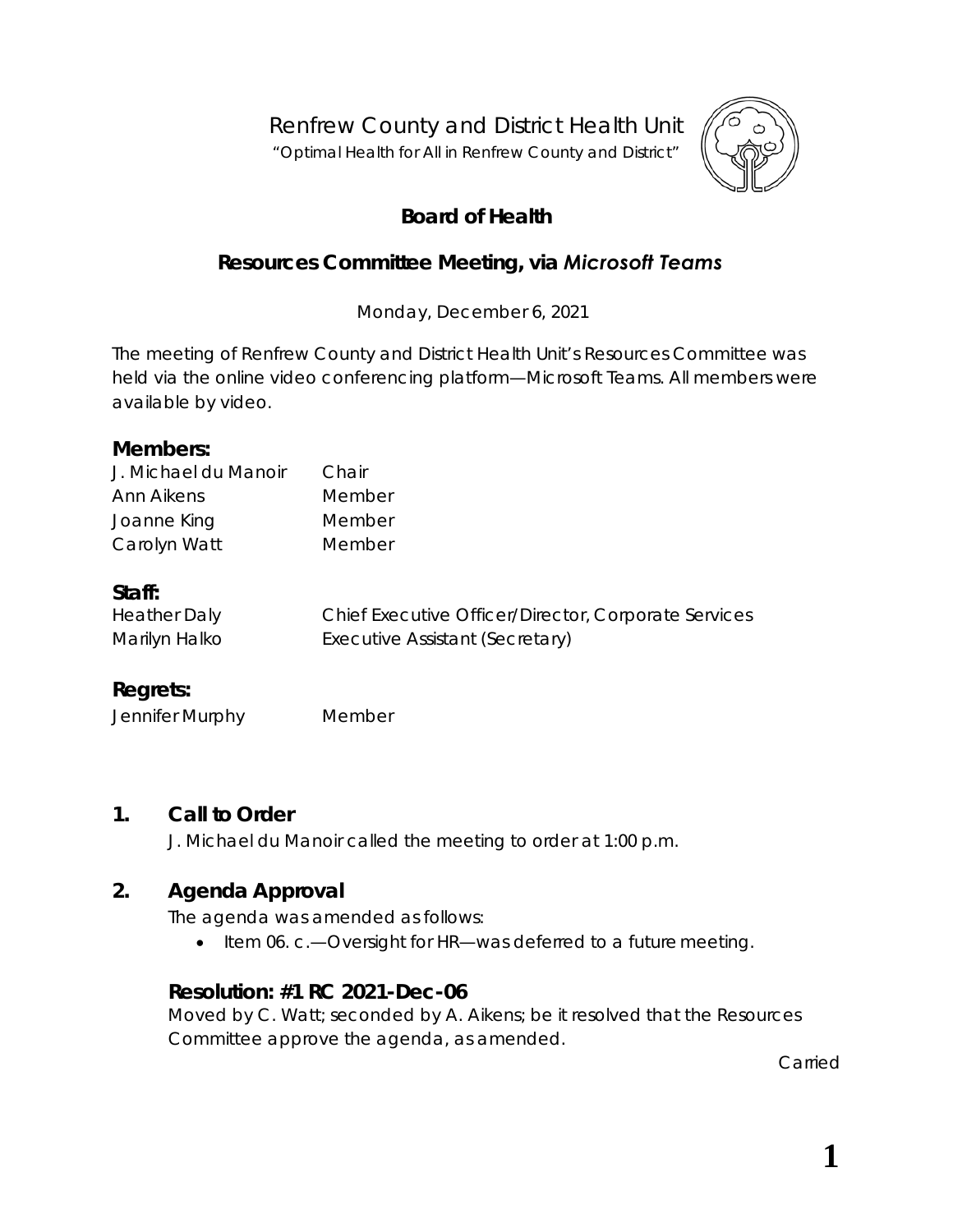Renfrew County and District Health Unit

"Optimal Health for All in Renfrew County and District"

# Board of Health

## Resources Committee Meeting, via *Microsoft Teams*

Monday, December 6, 2021

The meeting of Renfrew County and District Health Unit's Resources Committee was held via the online video conferencing platform—Microsoft Teams. All members were available by video.

### Members:

| | |
|---|---|
| J. Michael du Manoir | Chair |
| Ann Aikens | Member |
| Joanne King | Member |
| Carolyn Watt | Member |

### Staff:

| | |
|---|---|
| Heather Daly | Chief Executive Officer/Director, Corporate Services |
| Marilyn Halko | Executive Assistant (Secretary) |

### Regrets:

| | |
|---|---|
| Jennifer Murphy | Member |

## 1. Call to Order

J. Michael du Manoir called the meeting to order at 1:00 p.m.

## 2. Agenda Approval

The agenda was amended as follows:

- Item 06. c.—Oversight for HR—was deferred to a future meeting.

### Resolution: #1 RC 2021-Dec-06

Moved by C. Watt; seconded by A. Aikens; be it resolved that the Resources Committee approve the agenda, as amended.

Carried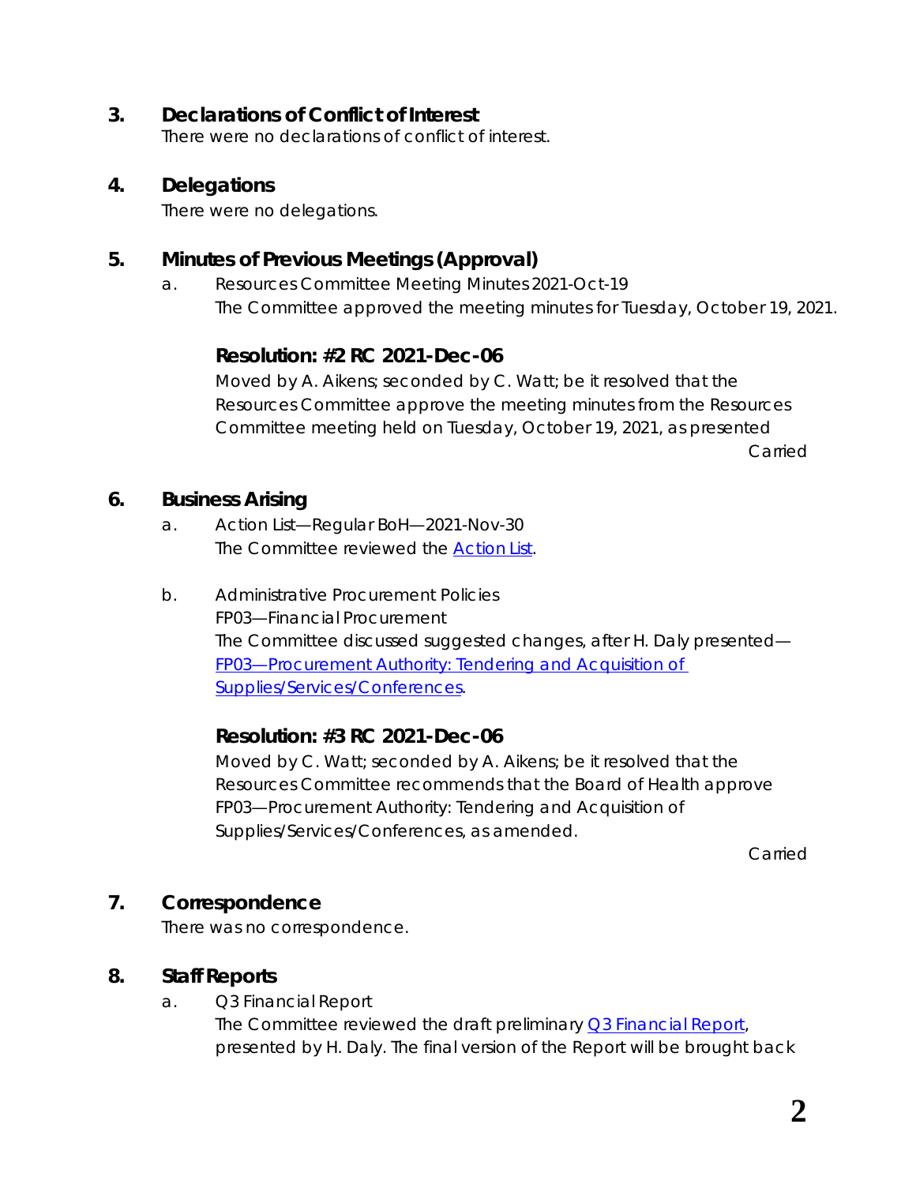## 3. Declarations of Conflict of Interest

There were no declarations of conflict of interest.

## 4. Delegations

There were no delegations.

## 5. Minutes of Previous Meetings (Approval)

a. Resources Committee Meeting Minutes 2021-Oct-19
The Committee approved the meeting minutes for Tuesday, October 19, 2021.

### Resolution: #2 RC 2021-Dec-06

Moved by A. Aikens; seconded by C. Watt; be it resolved that the Resources Committee approve the meeting minutes from the Resources Committee meeting held on Tuesday, October 19, 2021, as presented

Carried

## 6. Business Arising

a. Action List—Regular BoH—2021-Nov-30
The Committee reviewed the Action List.

b. Administrative Procurement Policies
FP03—Financial Procurement
The Committee discussed suggested changes, after H. Daly presented—FP03—Procurement Authority: Tendering and Acquisition of Supplies/Services/Conferences.

### Resolution: #3 RC 2021-Dec-06

Moved by C. Watt; seconded by A. Aikens; be it resolved that the Resources Committee recommends that the Board of Health approve FP03—Procurement Authority: Tendering and Acquisition of Supplies/Services/Conferences, as amended.

Carried

## 7. Correspondence

There was no correspondence.

## 8. Staff Reports

a. Q3 Financial Report
The Committee reviewed the draft preliminary Q3 Financial Report, presented by H. Daly. The final version of the Report will be brought back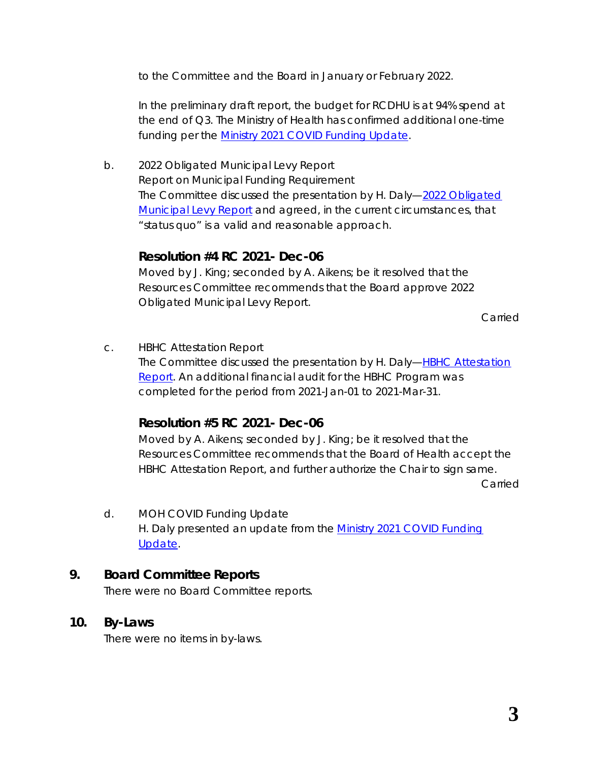to the Committee and the Board in January or February 2022.

In the preliminary draft report, the budget for RCDHU is at 94% spend at the end of Q3. The Ministry of Health has confirmed additional one-time funding per the Ministry 2021 COVID Funding Update.

b. 2022 Obligated Municipal Levy Report
Report on Municipal Funding Requirement
The Committee discussed the presentation by H. Daly—2022 Obligated Municipal Levy Report and agreed, in the current circumstances, that "status quo" is a valid and reasonable approach.

### Resolution #4 RC 2021- Dec-06

Moved by J. King; seconded by A. Aikens; be it resolved that the Resources Committee recommends that the Board approve 2022 Obligated Municipal Levy Report.

Carried

c. HBHC Attestation Report
The Committee discussed the presentation by H. Daly—HBHC Attestation Report. An additional financial audit for the HBHC Program was completed for the period from 2021-Jan-01 to 2021-Mar-31.

### Resolution #5 RC 2021- Dec-06

Moved by A. Aikens; seconded by J. King; be it resolved that the Resources Committee recommends that the Board of Health accept the HBHC Attestation Report, and further authorize the Chair to sign same.

Carried

d. MOH COVID Funding Update
H. Daly presented an update from the Ministry 2021 COVID Funding Update.

## 9. Board Committee Reports

There were no Board Committee reports.

## 10. By-Laws

There were no items in by-laws.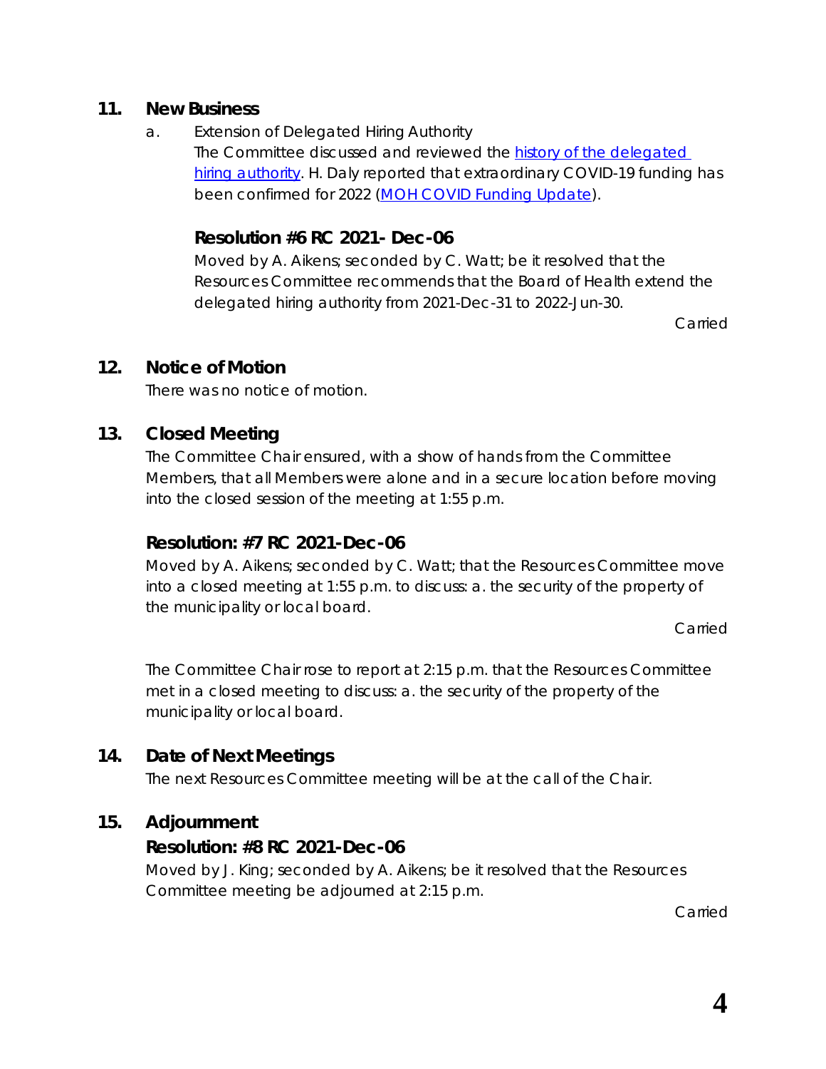## 11. New Business

a. Extension of Delegated Hiring Authority

The Committee discussed and reviewed the [history of the delegated hiring authority](). H. Daly reported that extraordinary COVID-19 funding has been confirmed for 2022 ([MOH COVID Funding Update]()).

### Resolution #6 RC 2021- Dec-06

Moved by A. Aikens; seconded by C. Watt; be it resolved that the Resources Committee recommends that the Board of Health extend the delegated hiring authority from 2021-Dec-31 to 2022-Jun-30.

Carried

## 12. Notice of Motion

There was no notice of motion.

## 13. Closed Meeting

The Committee Chair ensured, with a show of hands from the Committee Members, that all Members were alone and in a secure location before moving into the closed session of the meeting at 1:55 p.m.

### Resolution: #7 RC 2021-Dec-06

Moved by A. Aikens; seconded by C. Watt; that the Resources Committee move into a closed meeting at 1:55 p.m. to discuss: a. the security of the property of the municipality or local board.

Carried

The Committee Chair rose to report at 2:15 p.m. that the Resources Committee met in a closed meeting to discuss: a. the security of the property of the municipality or local board.

## 14. Date of Next Meetings

The next Resources Committee meeting will be at the call of the Chair.

## 15. Adjournment

### Resolution: #8 RC 2021-Dec-06

Moved by J. King; seconded by A. Aikens; be it resolved that the Resources Committee meeting be adjourned at 2:15 p.m.

Carried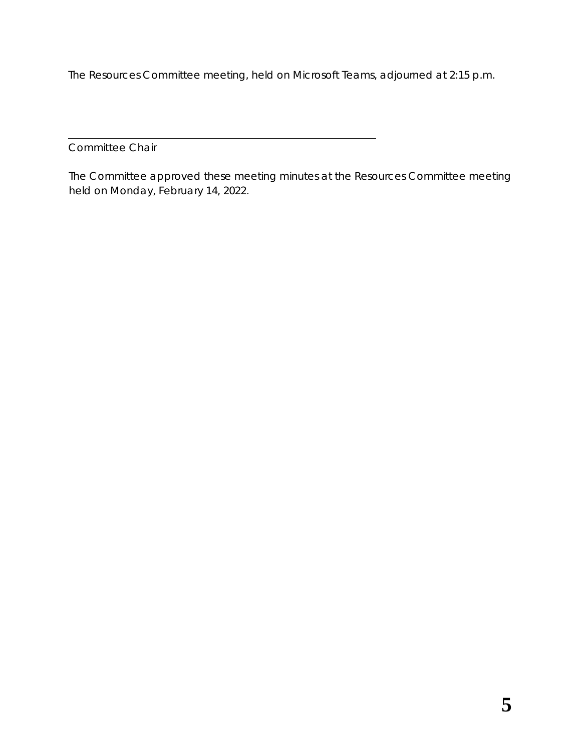The Resources Committee meeting, held on Microsoft Teams, adjourned at 2:15 p.m.

\_\_\_\_\_\_\_\_\_\_\_\_\_\_\_\_\_\_\_\_\_\_\_\_\_\_\_\_\_\_\_\_\_\_\_\_\_\_\_\_\_\_\_\_\_\_\_\_

Committee Chair

The Committee approved these meeting minutes at the Resources Committee meeting held on Monday, February 14, 2022.